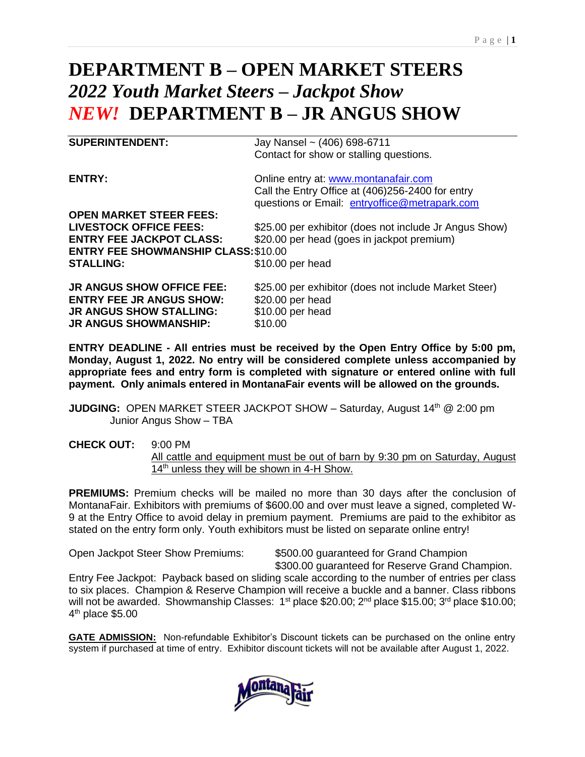# DEPARTMENT B – OPEN MARKET STEERS

## *2022 Youth Market Steers – Jackpot Show*

# *NEW!* DEPARTMENT B – JR ANGUS SHOW

| | |
|---|---|
| **SUPERINTENDENT:** | Jay Nansel ~ (406) 698-6711<br>Contact for show or stalling questions. |
| **ENTRY:** | Online entry at: www.montanafair.com<br>Call the Entry Office at (406)256-2400 for entry questions or Email: entryoffice@metrapark.com |
| **OPEN MARKET STEER FEES:** | |
| **LIVESTOCK OFFICE FEES:** | $25.00 per exhibitor (does not include Jr Angus Show) |
| **ENTRY FEE JACKPOT CLASS:** | $20.00 per head (goes in jackpot premium) |
| **ENTRY FEE SHOWMANSHIP CLASS:** | $10.00 |
| **STALLING:** | $10.00 per head |
| **JR ANGUS SHOW OFFICE FEE:** | $25.00 per exhibitor (does not include Market Steer) |
| **ENTRY FEE JR ANGUS SHOW:** | $20.00 per head |
| **JR ANGUS SHOW STALLING:** | $10.00 per head |
| **JR ANGUS SHOWMANSHIP:** | $10.00 |

**ENTRY DEADLINE - All entries must be received by the Open Entry Office by 5:00 pm, Monday, August 1, 2022. No entry will be considered complete unless accompanied by appropriate fees and entry form is completed with signature or entered online with full payment. Only animals entered in MontanaFair events will be allowed on the grounds.**

**JUDGING:** OPEN MARKET STEER JACKPOT SHOW – Saturday, August 14th @ 2:00 pm
Junior Angus Show – TBA

**CHECK OUT:** 9:00 PM
All cattle and equipment must be out of barn by 9:30 pm on Saturday, August 14th unless they will be shown in 4-H Show.

**PREMIUMS:** Premium checks will be mailed no more than 30 days after the conclusion of MontanaFair. Exhibitors with premiums of $600.00 and over must leave a signed, completed W-9 at the Entry Office to avoid delay in premium payment. Premiums are paid to the exhibitor as stated on the entry form only. Youth exhibitors must be listed on separate online entry!

Open Jackpot Steer Show Premiums: $500.00 guaranteed for Grand Champion
$300.00 guaranteed for Reserve Grand Champion.

Entry Fee Jackpot: Payback based on sliding scale according to the number of entries per class to six places. Champion & Reserve Champion will receive a buckle and a banner. Class ribbons will not be awarded. Showmanship Classes: 1st place $20.00; 2nd place $15.00; 3rd place $10.00; 4th place $5.00

**GATE ADMISSION:** Non-refundable Exhibitor's Discount tickets can be purchased on the online entry system if purchased at time of entry. Exhibitor discount tickets will not be available after August 1, 2022.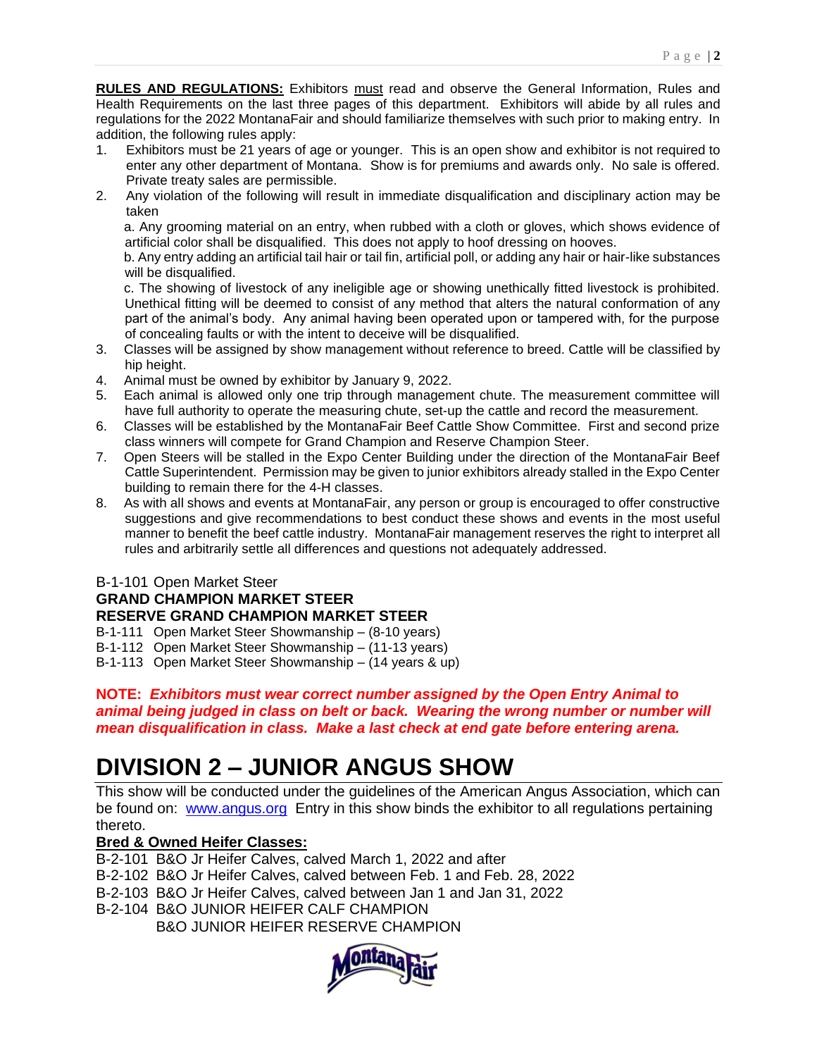**RULES AND REGULATIONS:** Exhibitors must read and observe the General Information, Rules and Health Requirements on the last three pages of this department. Exhibitors will abide by all rules and regulations for the 2022 MontanaFair and should familiarize themselves with such prior to making entry. In addition, the following rules apply:

1. Exhibitors must be 21 years of age or younger. This is an open show and exhibitor is not required to enter any other department of Montana. Show is for premiums and awards only. No sale is offered. Private treaty sales are permissible.
2. Any violation of the following will result in immediate disqualification and disciplinary action may be taken
   a. Any grooming material on an entry, when rubbed with a cloth or gloves, which shows evidence of artificial color shall be disqualified. This does not apply to hoof dressing on hooves.
   b. Any entry adding an artificial tail hair or tail fin, artificial poll, or adding any hair or hair-like substances will be disqualified.
   c. The showing of livestock of any ineligible age or showing unethically fitted livestock is prohibited. Unethical fitting will be deemed to consist of any method that alters the natural conformation of any part of the animal's body. Any animal having been operated upon or tampered with, for the purpose of concealing faults or with the intent to deceive will be disqualified.
3. Classes will be assigned by show management without reference to breed. Cattle will be classified by hip height.
4. Animal must be owned by exhibitor by January 9, 2022.
5. Each animal is allowed only one trip through management chute. The measurement committee will have full authority to operate the measuring chute, set-up the cattle and record the measurement.
6. Classes will be established by the MontanaFair Beef Cattle Show Committee. First and second prize class winners will compete for Grand Champion and Reserve Champion Steer.
7. Open Steers will be stalled in the Expo Center Building under the direction of the MontanaFair Beef Cattle Superintendent. Permission may be given to junior exhibitors already stalled in the Expo Center building to remain there for the 4-H classes.
8. As with all shows and events at MontanaFair, any person or group is encouraged to offer constructive suggestions and give recommendations to best conduct these shows and events in the most useful manner to benefit the beef cattle industry. MontanaFair management reserves the right to interpret all rules and arbitrarily settle all differences and questions not adequately addressed.

B-1-101 Open Market Steer
**GRAND CHAMPION MARKET STEER**
**RESERVE GRAND CHAMPION MARKET STEER**
B-1-111 Open Market Steer Showmanship – (8-10 years)
B-1-112 Open Market Steer Showmanship – (11-13 years)
B-1-113 Open Market Steer Showmanship – (14 years & up)

**NOTE:** ***Exhibitors must wear correct number assigned by the Open Entry Animal to animal being judged in class on belt or back. Wearing the wrong number or number will mean disqualification in class. Make a last check at end gate before entering arena.***

# DIVISION 2 – JUNIOR ANGUS SHOW

This show will be conducted under the guidelines of the American Angus Association, which can be found on: www.angus.org Entry in this show binds the exhibitor to all regulations pertaining thereto.

**Bred & Owned Heifer Classes:**

B-2-101 B&O Jr Heifer Calves, calved March 1, 2022 and after
B-2-102 B&O Jr Heifer Calves, calved between Feb. 1 and Feb. 28, 2022
B-2-103 B&O Jr Heifer Calves, calved between Jan 1 and Jan 31, 2022
B-2-104 B&O JUNIOR HEIFER CALF CHAMPION
B&O JUNIOR HEIFER RESERVE CHAMPION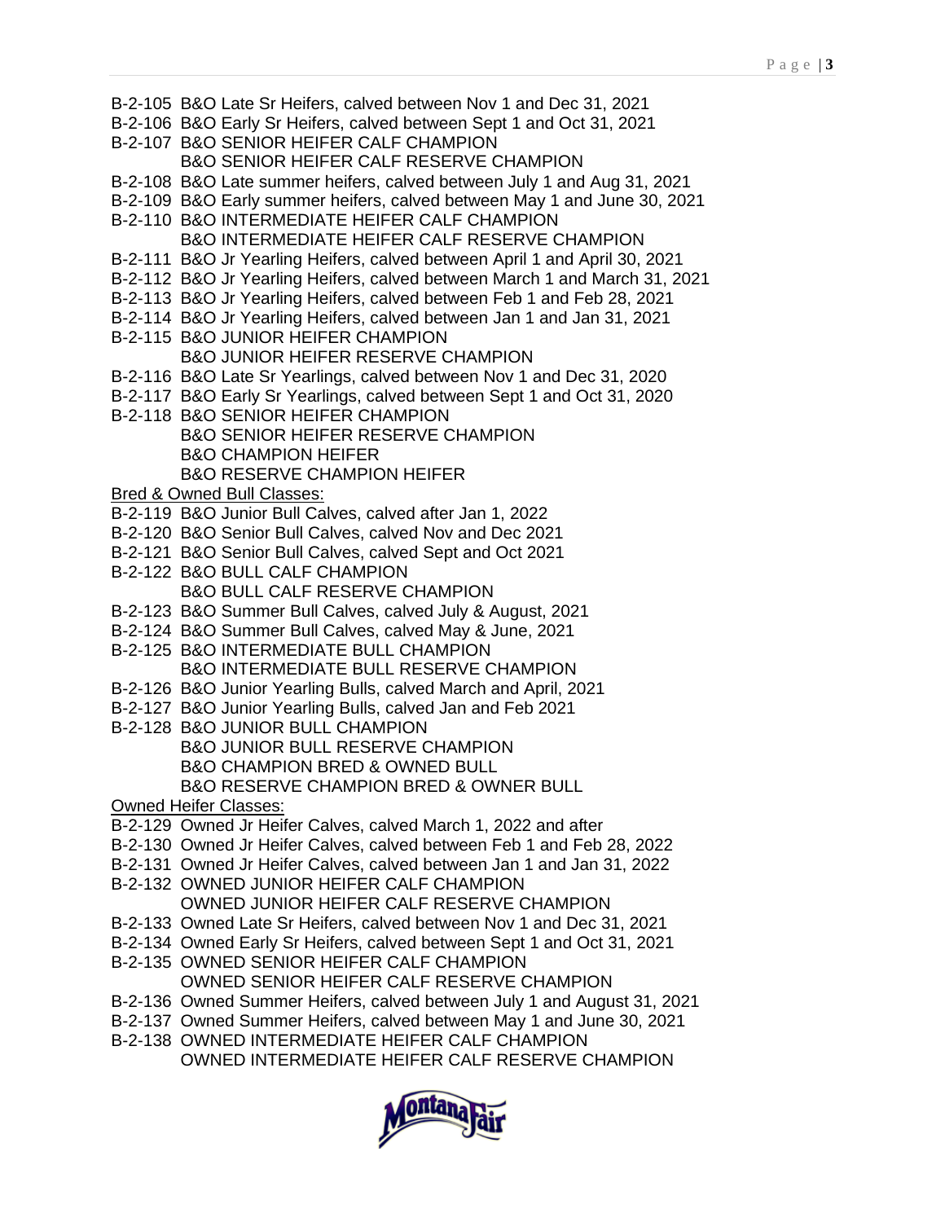B-2-105 B&O Late Sr Heifers, calved between Nov 1 and Dec 31, 2021
B-2-106 B&O Early Sr Heifers, calved between Sept 1 and Oct 31, 2021
B-2-107 B&O SENIOR HEIFER CALF CHAMPION
B&O SENIOR HEIFER CALF RESERVE CHAMPION
B-2-108 B&O Late summer heifers, calved between July 1 and Aug 31, 2021
B-2-109 B&O Early summer heifers, calved between May 1 and June 30, 2021
B-2-110 B&O INTERMEDIATE HEIFER CALF CHAMPION
B&O INTERMEDIATE HEIFER CALF RESERVE CHAMPION
B-2-111 B&O Jr Yearling Heifers, calved between April 1 and April 30, 2021
B-2-112 B&O Jr Yearling Heifers, calved between March 1 and March 31, 2021
B-2-113 B&O Jr Yearling Heifers, calved between Feb 1 and Feb 28, 2021
B-2-114 B&O Jr Yearling Heifers, calved between Jan 1 and Jan 31, 2021
B-2-115 B&O JUNIOR HEIFER CHAMPION
B&O JUNIOR HEIFER RESERVE CHAMPION
B-2-116 B&O Late Sr Yearlings, calved between Nov 1 and Dec 31, 2020
B-2-117 B&O Early Sr Yearlings, calved between Sept 1 and Oct 31, 2020
B-2-118 B&O SENIOR HEIFER CHAMPION
B&O SENIOR HEIFER RESERVE CHAMPION
B&O CHAMPION HEIFER
B&O RESERVE CHAMPION HEIFER

Bred & Owned Bull Classes:

B-2-119 B&O Junior Bull Calves, calved after Jan 1, 2022
B-2-120 B&O Senior Bull Calves, calved Nov and Dec 2021
B-2-121 B&O Senior Bull Calves, calved Sept and Oct 2021
B-2-122 B&O BULL CALF CHAMPION
B&O BULL CALF RESERVE CHAMPION
B-2-123 B&O Summer Bull Calves, calved July & August, 2021
B-2-124 B&O Summer Bull Calves, calved May & June, 2021
B-2-125 B&O INTERMEDIATE BULL CHAMPION
B&O INTERMEDIATE BULL RESERVE CHAMPION
B-2-126 B&O Junior Yearling Bulls, calved March and April, 2021
B-2-127 B&O Junior Yearling Bulls, calved Jan and Feb 2021
B-2-128 B&O JUNIOR BULL CHAMPION
B&O JUNIOR BULL RESERVE CHAMPION
B&O CHAMPION BRED & OWNED BULL
B&O RESERVE CHAMPION BRED & OWNER BULL

Owned Heifer Classes:

B-2-129 Owned Jr Heifer Calves, calved March 1, 2022 and after
B-2-130 Owned Jr Heifer Calves, calved between Feb 1 and Feb 28, 2022
B-2-131 Owned Jr Heifer Calves, calved between Jan 1 and Jan 31, 2022
B-2-132 OWNED JUNIOR HEIFER CALF CHAMPION
OWNED JUNIOR HEIFER CALF RESERVE CHAMPION
B-2-133 Owned Late Sr Heifers, calved between Nov 1 and Dec 31, 2021
B-2-134 Owned Early Sr Heifers, calved between Sept 1 and Oct 31, 2021
B-2-135 OWNED SENIOR HEIFER CALF CHAMPION
OWNED SENIOR HEIFER CALF RESERVE CHAMPION
B-2-136 Owned Summer Heifers, calved between July 1 and August 31, 2021
B-2-137 Owned Summer Heifers, calved between May 1 and June 30, 2021
B-2-138 OWNED INTERMEDIATE HEIFER CALF CHAMPION
OWNED INTERMEDIATE HEIFER CALF RESERVE CHAMPION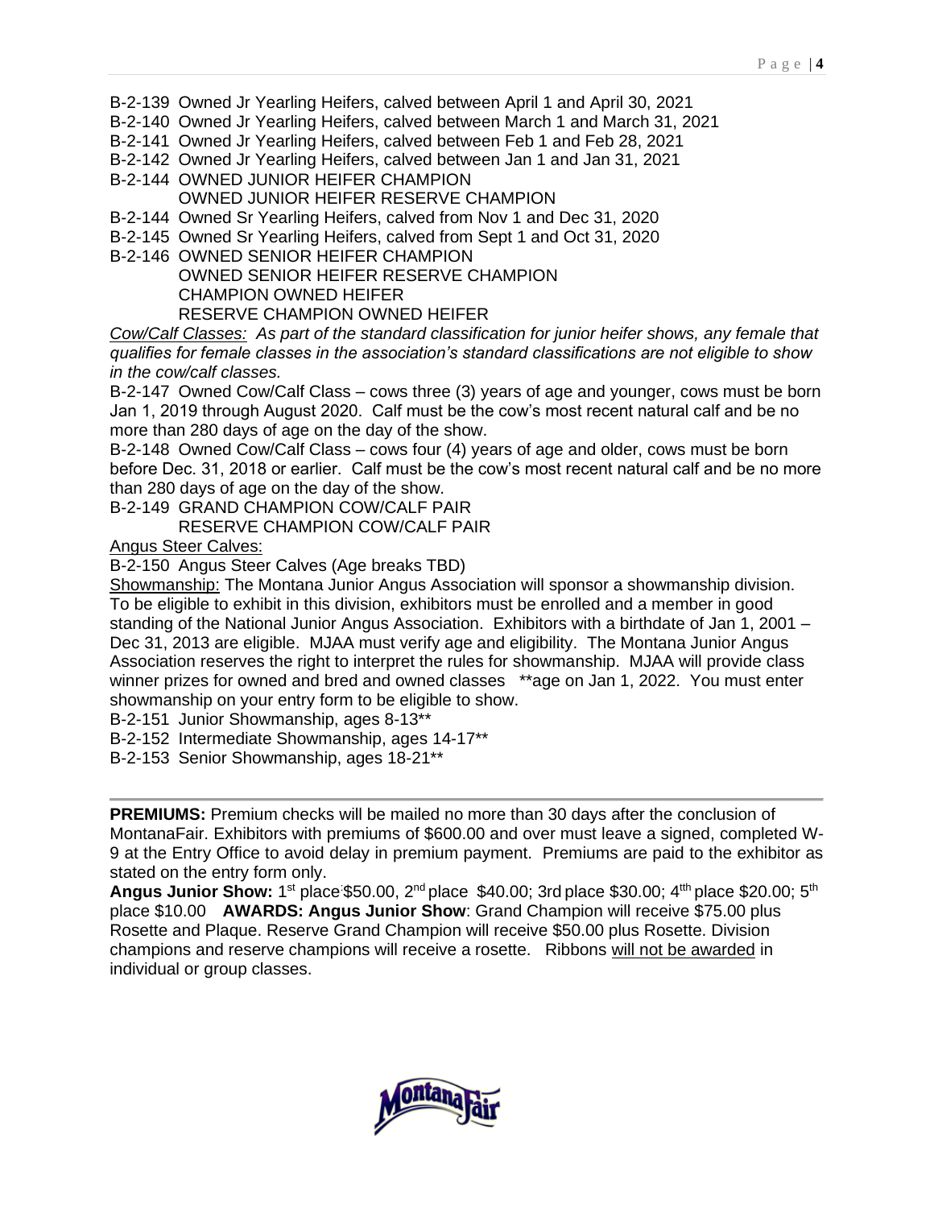B-2-139 Owned Jr Yearling Heifers, calved between April 1 and April 30, 2021
B-2-140 Owned Jr Yearling Heifers, calved between March 1 and March 31, 2021
B-2-141 Owned Jr Yearling Heifers, calved between Feb 1 and Feb 28, 2021
B-2-142 Owned Jr Yearling Heifers, calved between Jan 1 and Jan 31, 2021
B-2-144 OWNED JUNIOR HEIFER CHAMPION
OWNED JUNIOR HEIFER RESERVE CHAMPION
B-2-144 Owned Sr Yearling Heifers, calved from Nov 1 and Dec 31, 2020
B-2-145 Owned Sr Yearling Heifers, calved from Sept 1 and Oct 31, 2020
B-2-146 OWNED SENIOR HEIFER CHAMPION
OWNED SENIOR HEIFER RESERVE CHAMPION
CHAMPION OWNED HEIFER
RESERVE CHAMPION OWNED HEIFER

*Cow/Calf Classes: As part of the standard classification for junior heifer shows, any female that qualifies for female classes in the association's standard classifications are not eligible to show in the cow/calf classes.*

B-2-147 Owned Cow/Calf Class – cows three (3) years of age and younger, cows must be born Jan 1, 2019 through August 2020. Calf must be the cow's most recent natural calf and be no more than 280 days of age on the day of the show.

B-2-148 Owned Cow/Calf Class – cows four (4) years of age and older, cows must be born before Dec. 31, 2018 or earlier. Calf must be the cow's most recent natural calf and be no more than 280 days of age on the day of the show.

B-2-149 GRAND CHAMPION COW/CALF PAIR
RESERVE CHAMPION COW/CALF PAIR

Angus Steer Calves:

B-2-150 Angus Steer Calves (Age breaks TBD)

Showmanship: The Montana Junior Angus Association will sponsor a showmanship division. To be eligible to exhibit in this division, exhibitors must be enrolled and a member in good standing of the National Junior Angus Association. Exhibitors with a birthdate of Jan 1, 2001 – Dec 31, 2013 are eligible. MJAA must verify age and eligibility. The Montana Junior Angus Association reserves the right to interpret the rules for showmanship. MJAA will provide class winner prizes for owned and bred and owned classes **age on Jan 1, 2022. You must enter showmanship on your entry form to be eligible to show.

B-2-151 Junior Showmanship, ages 8-13**
B-2-152 Intermediate Showmanship, ages 14-17**
B-2-153 Senior Showmanship, ages 18-21**

---

**PREMIUMS:** Premium checks will be mailed no more than 30 days after the conclusion of MontanaFair. Exhibitors with premiums of $600.00 and over must leave a signed, completed W-9 at the Entry Office to avoid delay in premium payment. Premiums are paid to the exhibitor as stated on the entry form only.

**Angus Junior Show:** 1st place $50.00, 2nd place $40.00; 3rd place $30.00; 4th place $20.00; 5th place $10.00 **AWARDS: Angus Junior Show**: Grand Champion will receive $75.00 plus Rosette and Plaque. Reserve Grand Champion will receive $50.00 plus Rosette. Division champions and reserve champions will receive a rosette. Ribbons will not be awarded in individual or group classes.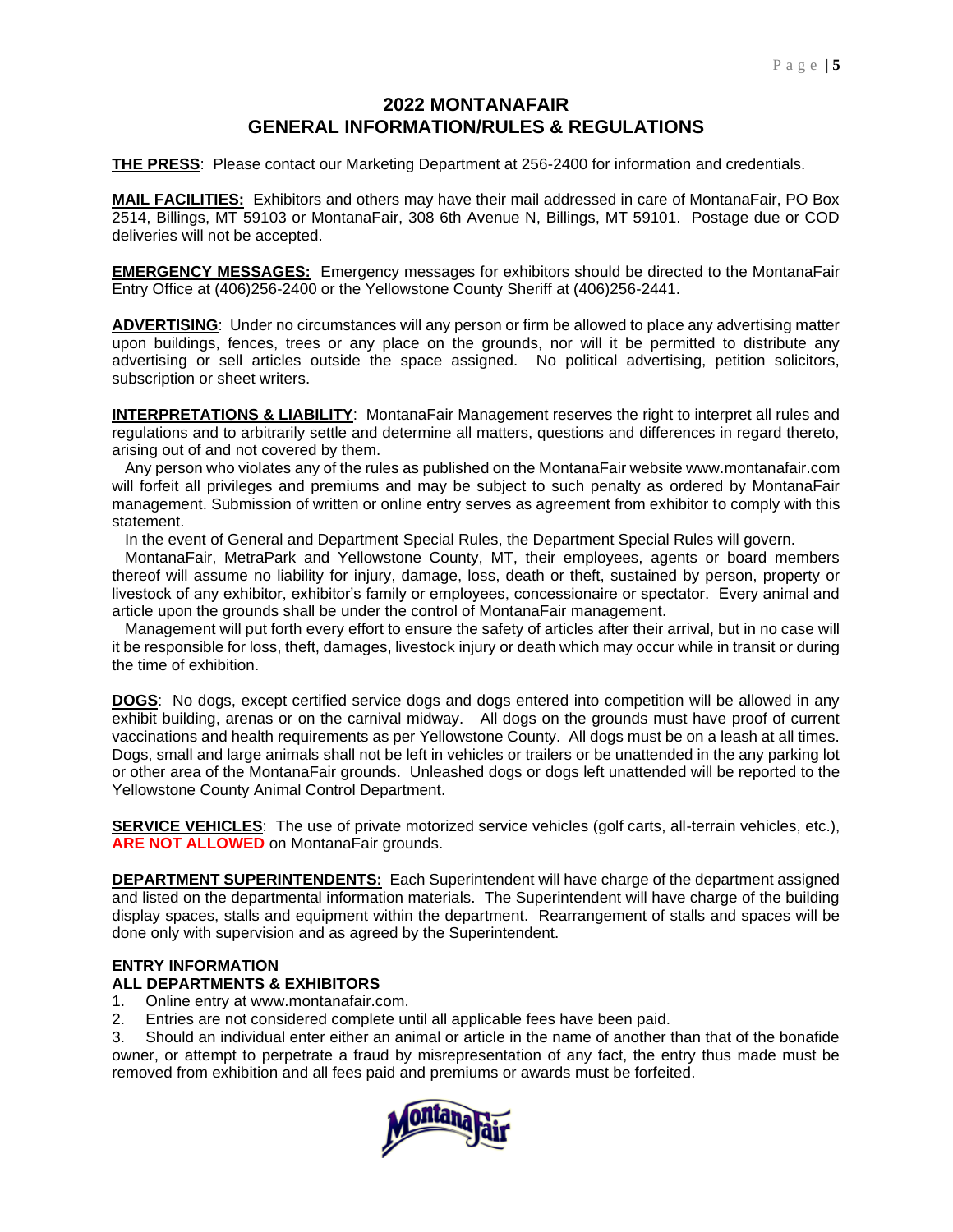# 2022 MONTANAFAIR
# GENERAL INFORMATION/RULES & REGULATIONS

**THE PRESS**: Please contact our Marketing Department at 256-2400 for information and credentials.

**MAIL FACILITIES:** Exhibitors and others may have their mail addressed in care of MontanaFair, PO Box 2514, Billings, MT 59103 or MontanaFair, 308 6th Avenue N, Billings, MT 59101. Postage due or COD deliveries will not be accepted.

**EMERGENCY MESSAGES:** Emergency messages for exhibitors should be directed to the MontanaFair Entry Office at (406)256-2400 or the Yellowstone County Sheriff at (406)256-2441.

**ADVERTISING**: Under no circumstances will any person or firm be allowed to place any advertising matter upon buildings, fences, trees or any place on the grounds, nor will it be permitted to distribute any advertising or sell articles outside the space assigned. No political advertising, petition solicitors, subscription or sheet writers.

**INTERPRETATIONS & LIABILITY**: MontanaFair Management reserves the right to interpret all rules and regulations and to arbitrarily settle and determine all matters, questions and differences in regard thereto, arising out of and not covered by them.

Any person who violates any of the rules as published on the MontanaFair website www.montanafair.com will forfeit all privileges and premiums and may be subject to such penalty as ordered by MontanaFair management. Submission of written or online entry serves as agreement from exhibitor to comply with this statement.

In the event of General and Department Special Rules, the Department Special Rules will govern.

MontanaFair, MetraPark and Yellowstone County, MT, their employees, agents or board members thereof will assume no liability for injury, damage, loss, death or theft, sustained by person, property or livestock of any exhibitor, exhibitor's family or employees, concessionaire or spectator. Every animal and article upon the grounds shall be under the control of MontanaFair management.

Management will put forth every effort to ensure the safety of articles after their arrival, but in no case will it be responsible for loss, theft, damages, livestock injury or death which may occur while in transit or during the time of exhibition.

**DOGS**: No dogs, except certified service dogs and dogs entered into competition will be allowed in any exhibit building, arenas or on the carnival midway. All dogs on the grounds must have proof of current vaccinations and health requirements as per Yellowstone County. All dogs must be on a leash at all times. Dogs, small and large animals shall not be left in vehicles or trailers or be unattended in the any parking lot or other area of the MontanaFair grounds. Unleashed dogs or dogs left unattended will be reported to the Yellowstone County Animal Control Department.

**SERVICE VEHICLES**: The use of private motorized service vehicles (golf carts, all-terrain vehicles, etc.), **ARE NOT ALLOWED** on MontanaFair grounds.

**DEPARTMENT SUPERINTENDENTS:** Each Superintendent will have charge of the department assigned and listed on the departmental information materials. The Superintendent will have charge of the building display spaces, stalls and equipment within the department. Rearrangement of stalls and spaces will be done only with supervision and as agreed by the Superintendent.

**ENTRY INFORMATION**
**ALL DEPARTMENTS & EXHIBITORS**

1. Online entry at www.montanafair.com.
2. Entries are not considered complete until all applicable fees have been paid.
3. Should an individual enter either an animal or article in the name of another than that of the bonafide owner, or attempt to perpetrate a fraud by misrepresentation of any fact, the entry thus made must be removed from exhibition and all fees paid and premiums or awards must be forfeited.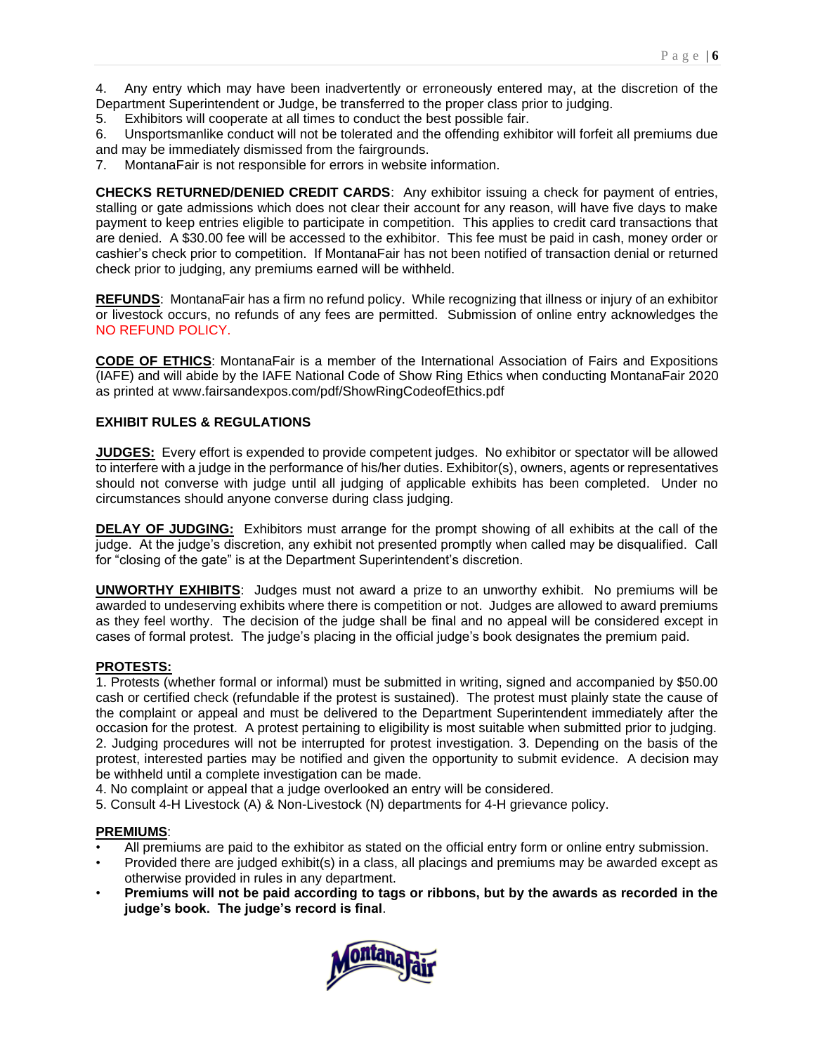4. Any entry which may have been inadvertently or erroneously entered may, at the discretion of the Department Superintendent or Judge, be transferred to the proper class prior to judging.
5. Exhibitors will cooperate at all times to conduct the best possible fair.
6. Unsportsmanlike conduct will not be tolerated and the offending exhibitor will forfeit all premiums due and may be immediately dismissed from the fairgrounds.
7. MontanaFair is not responsible for errors in website information.

**CHECKS RETURNED/DENIED CREDIT CARDS**: Any exhibitor issuing a check for payment of entries, stalling or gate admissions which does not clear their account for any reason, will have five days to make payment to keep entries eligible to participate in competition. This applies to credit card transactions that are denied. A $30.00 fee will be accessed to the exhibitor. This fee must be paid in cash, money order or cashier's check prior to competition. If MontanaFair has not been notified of transaction denial or returned check prior to judging, any premiums earned will be withheld.

**REFUNDS**: MontanaFair has a firm no refund policy. While recognizing that illness or injury of an exhibitor or livestock occurs, no refunds of any fees are permitted. Submission of online entry acknowledges the NO REFUND POLICY.

**CODE OF ETHICS**: MontanaFair is a member of the International Association of Fairs and Expositions (IAFE) and will abide by the IAFE National Code of Show Ring Ethics when conducting MontanaFair 2020 as printed at www.fairsandexpos.com/pdf/ShowRingCodeofEthics.pdf

## EXHIBIT RULES & REGULATIONS

**JUDGES:** Every effort is expended to provide competent judges. No exhibitor or spectator will be allowed to interfere with a judge in the performance of his/her duties. Exhibitor(s), owners, agents or representatives should not converse with judge until all judging of applicable exhibits has been completed. Under no circumstances should anyone converse during class judging.

**DELAY OF JUDGING:** Exhibitors must arrange for the prompt showing of all exhibits at the call of the judge. At the judge's discretion, any exhibit not presented promptly when called may be disqualified. Call for "closing of the gate" is at the Department Superintendent's discretion.

**UNWORTHY EXHIBITS**: Judges must not award a prize to an unworthy exhibit. No premiums will be awarded to undeserving exhibits where there is competition or not. Judges are allowed to award premiums as they feel worthy. The decision of the judge shall be final and no appeal will be considered except in cases of formal protest. The judge's placing in the official judge's book designates the premium paid.

**PROTESTS:**
1. Protests (whether formal or informal) must be submitted in writing, signed and accompanied by $50.00 cash or certified check (refundable if the protest is sustained). The protest must plainly state the cause of the complaint or appeal and must be delivered to the Department Superintendent immediately after the occasion for the protest. A protest pertaining to eligibility is most suitable when submitted prior to judging.
2. Judging procedures will not be interrupted for protest investigation. 3. Depending on the basis of the protest, interested parties may be notified and given the opportunity to submit evidence. A decision may be withheld until a complete investigation can be made.
4. No complaint or appeal that a judge overlooked an entry will be considered.
5. Consult 4-H Livestock (A) & Non-Livestock (N) departments for 4-H grievance policy.

**PREMIUMS**:
- All premiums are paid to the exhibitor as stated on the official entry form or online entry submission.
- Provided there are judged exhibit(s) in a class, all placings and premiums may be awarded except as otherwise provided in rules in any department.
- **Premiums will not be paid according to tags or ribbons, but by the awards as recorded in the judge's book. The judge's record is final**.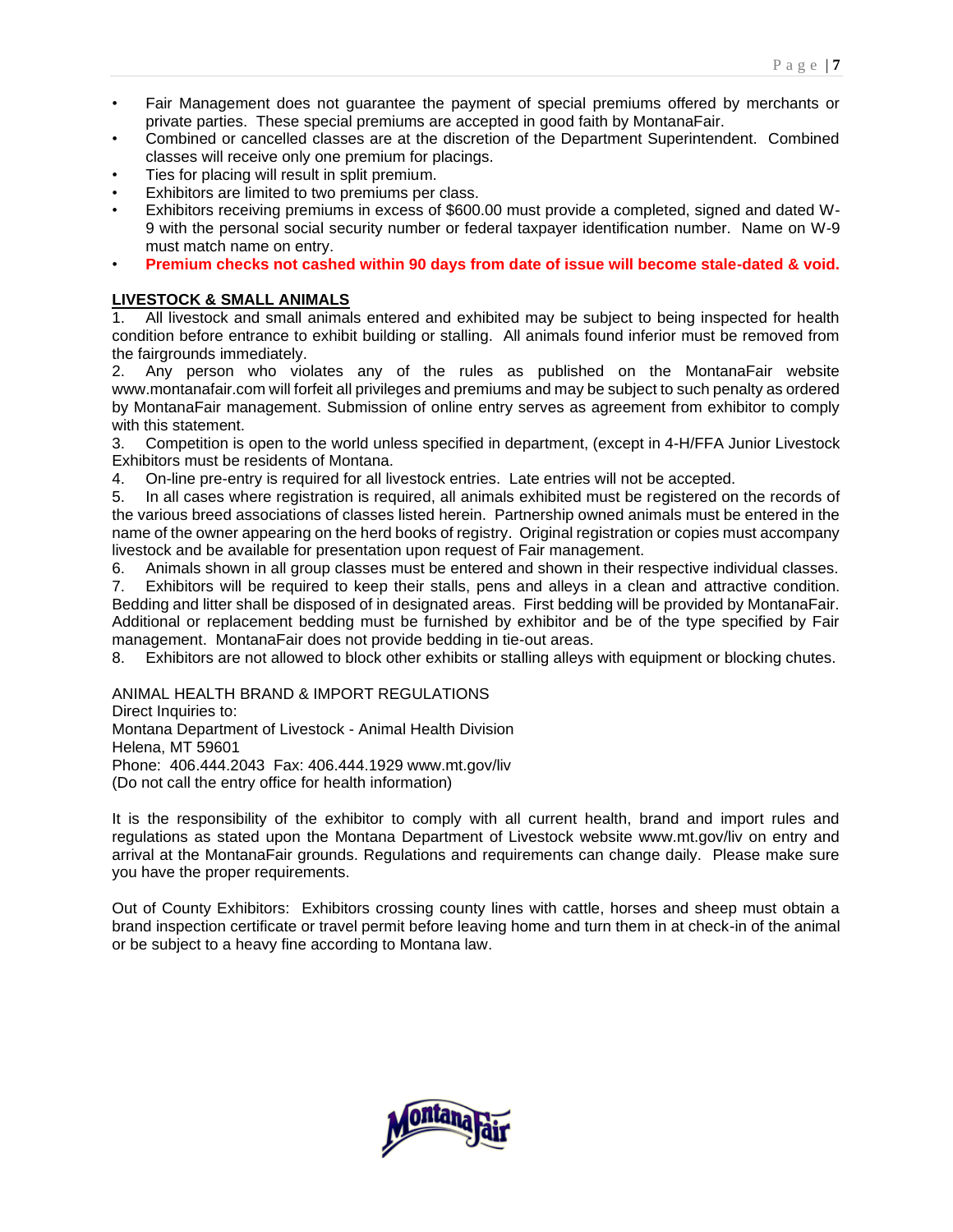- Fair Management does not guarantee the payment of special premiums offered by merchants or private parties. These special premiums are accepted in good faith by MontanaFair.
- Combined or cancelled classes are at the discretion of the Department Superintendent. Combined classes will receive only one premium for placings.
- Ties for placing will result in split premium.
- Exhibitors are limited to two premiums per class.
- Exhibitors receiving premiums in excess of $600.00 must provide a completed, signed and dated W-9 with the personal social security number or federal taxpayer identification number. Name on W-9 must match name on entry.
- **Premium checks not cashed within 90 days from date of issue will become stale-dated & void.**

## LIVESTOCK & SMALL ANIMALS

1. All livestock and small animals entered and exhibited may be subject to being inspected for health condition before entrance to exhibit building or stalling. All animals found inferior must be removed from the fairgrounds immediately.
2. Any person who violates any of the rules as published on the MontanaFair website www.montanafair.com will forfeit all privileges and premiums and may be subject to such penalty as ordered by MontanaFair management. Submission of online entry serves as agreement from exhibitor to comply with this statement.
3. Competition is open to the world unless specified in department, (except in 4-H/FFA Junior Livestock Exhibitors must be residents of Montana.
4. On-line pre-entry is required for all livestock entries. Late entries will not be accepted.
5. In all cases where registration is required, all animals exhibited must be registered on the records of the various breed associations of classes listed herein. Partnership owned animals must be entered in the name of the owner appearing on the herd books of registry. Original registration or copies must accompany livestock and be available for presentation upon request of Fair management.
6. Animals shown in all group classes must be entered and shown in their respective individual classes.
7. Exhibitors will be required to keep their stalls, pens and alleys in a clean and attractive condition. Bedding and litter shall be disposed of in designated areas. First bedding will be provided by MontanaFair. Additional or replacement bedding must be furnished by exhibitor and be of the type specified by Fair management. MontanaFair does not provide bedding in tie-out areas.
8. Exhibitors are not allowed to block other exhibits or stalling alleys with equipment or blocking chutes.

ANIMAL HEALTH BRAND & IMPORT REGULATIONS
Direct Inquiries to:
Montana Department of Livestock - Animal Health Division
Helena, MT 59601
Phone: 406.444.2043 Fax: 406.444.1929 www.mt.gov/liv
(Do not call the entry office for health information)

It is the responsibility of the exhibitor to comply with all current health, brand and import rules and regulations as stated upon the Montana Department of Livestock website www.mt.gov/liv on entry and arrival at the MontanaFair grounds. Regulations and requirements can change daily. Please make sure you have the proper requirements.

Out of County Exhibitors: Exhibitors crossing county lines with cattle, horses and sheep must obtain a brand inspection certificate or travel permit before leaving home and turn them in at check-in of the animal or be subject to a heavy fine according to Montana law.